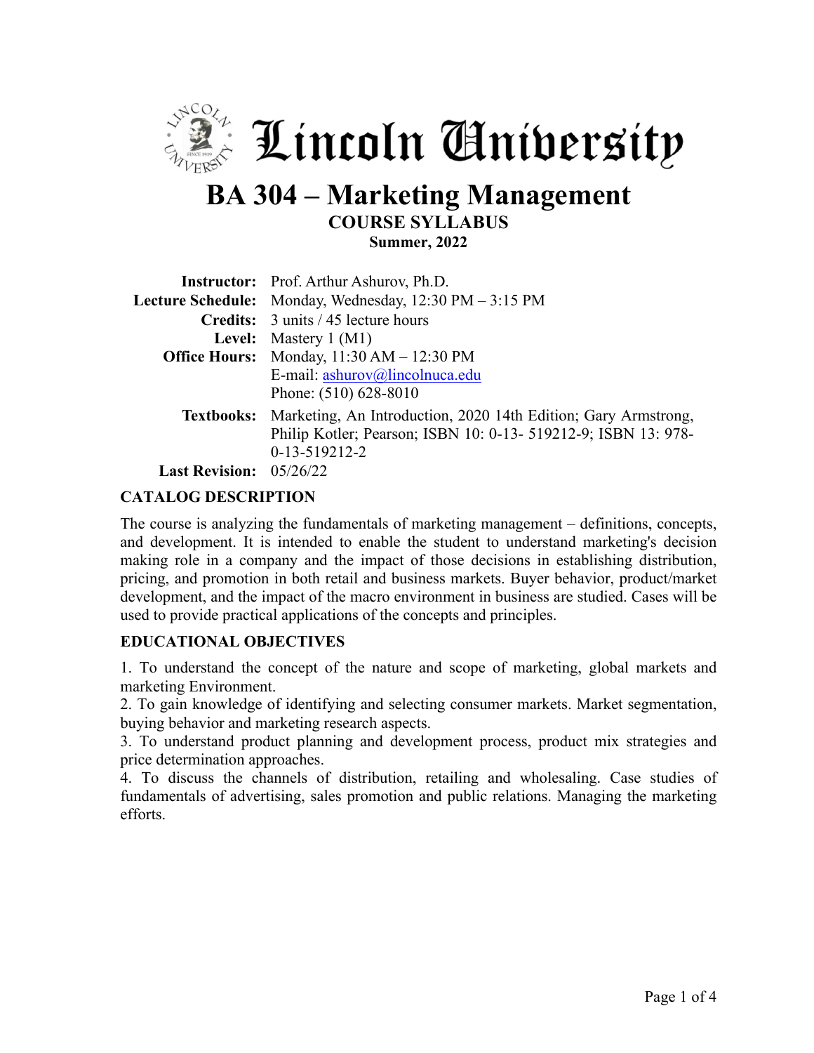# Lincoln University

# BA 304 – Marketing Management

## COURSE SYLLABUS

**Summer, 2022**

| | |
|---|---|
| **Instructor:** | Prof. Arthur Ashurov, Ph.D. |
| **Lecture Schedule:** | Monday, Wednesday, 12:30 PM – 3:15 PM |
| **Credits:** | 3 units / 45 lecture hours |
| **Level:** | Mastery 1 (M1) |
| **Office Hours:** | Monday, 11:30 AM – 12:30 PM<br>E-mail: ashurov@lincolnuca.edu<br>Phone: (510) 628-8010 |
| **Textbooks:** | Marketing, An Introduction, 2020 14th Edition; Gary Armstrong, Philip Kotler; Pearson; ISBN 10: 0-13- 519212-9; ISBN 13: 978-0-13-519212-2 |
| **Last Revision:** | 05/26/22 |

### CATALOG DESCRIPTION

The course is analyzing the fundamentals of marketing management – definitions, concepts, and development. It is intended to enable the student to understand marketing's decision making role in a company and the impact of those decisions in establishing distribution, pricing, and promotion in both retail and business markets. Buyer behavior, product/market development, and the impact of the macro environment in business are studied. Cases will be used to provide practical applications of the concepts and principles.

### EDUCATIONAL OBJECTIVES

1. To understand the concept of the nature and scope of marketing, global markets and marketing Environment.
2. To gain knowledge of identifying and selecting consumer markets. Market segmentation, buying behavior and marketing research aspects.
3. To understand product planning and development process, product mix strategies and price determination approaches.
4. To discuss the channels of distribution, retailing and wholesaling. Case studies of fundamentals of advertising, sales promotion and public relations. Managing the marketing efforts.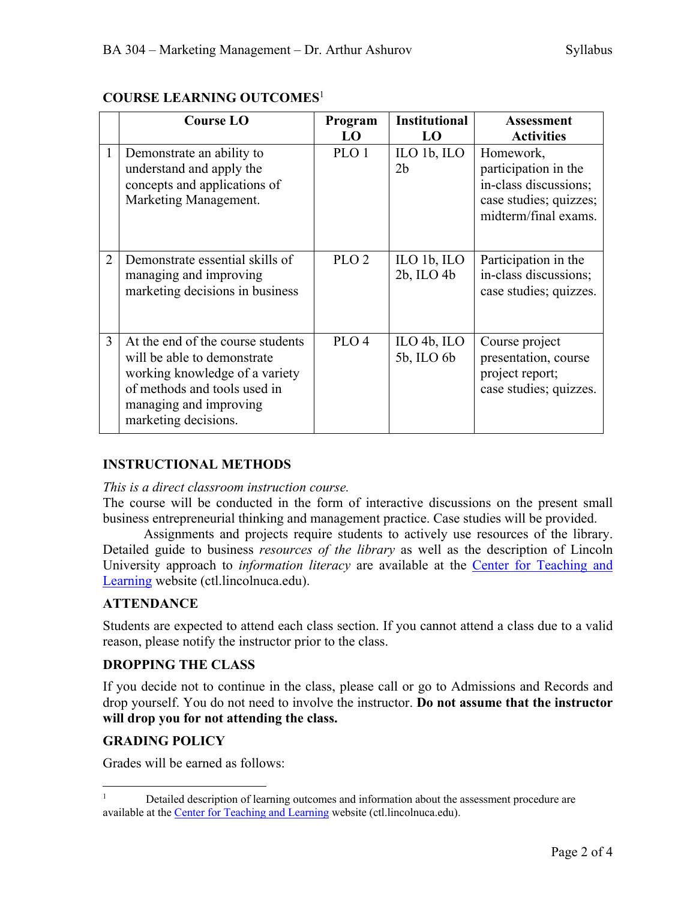## COURSE LEARNING OUTCOMES[1]

| | Course LO | Program LO | Institutional LO | Assessment Activities |
|---|---|---|---|---|
| 1 | Demonstrate an ability to understand and apply the concepts and applications of Marketing Management. | PLO 1 | ILO 1b, ILO 2b | Homework, participation in the in-class discussions; case studies; quizzes; midterm/final exams. |
| 2 | Demonstrate essential skills of managing and improving marketing decisions in business | PLO 2 | ILO 1b, ILO 2b, ILO 4b | Participation in the in-class discussions; case studies; quizzes. |
| 3 | At the end of the course students will be able to demonstrate working knowledge of a variety of methods and tools used in managing and improving marketing decisions. | PLO 4 | ILO 4b, ILO 5b, ILO 6b | Course project presentation, course project report; case studies; quizzes. |

## INSTRUCTIONAL METHODS

*This is a direct classroom instruction course.*

The course will be conducted in the form of interactive discussions on the present small business entrepreneurial thinking and management practice. Case studies will be provided.

Assignments and projects require students to actively use resources of the library. Detailed guide to business *resources of the library* as well as the description of Lincoln University approach to *information literacy* are available at the Center for Teaching and Learning website (ctl.lincolnuca.edu).

## ATTENDANCE

Students are expected to attend each class section. If you cannot attend a class due to a valid reason, please notify the instructor prior to the class.

## DROPPING THE CLASS

If you decide not to continue in the class, please call or go to Admissions and Records and drop yourself. You do not need to involve the instructor. **Do not assume that the instructor will drop you for not attending the class.**

## GRADING POLICY

Grades will be earned as follows:

---

[1] Detailed description of learning outcomes and information about the assessment procedure are available at the Center for Teaching and Learning website (ctl.lincolnuca.edu).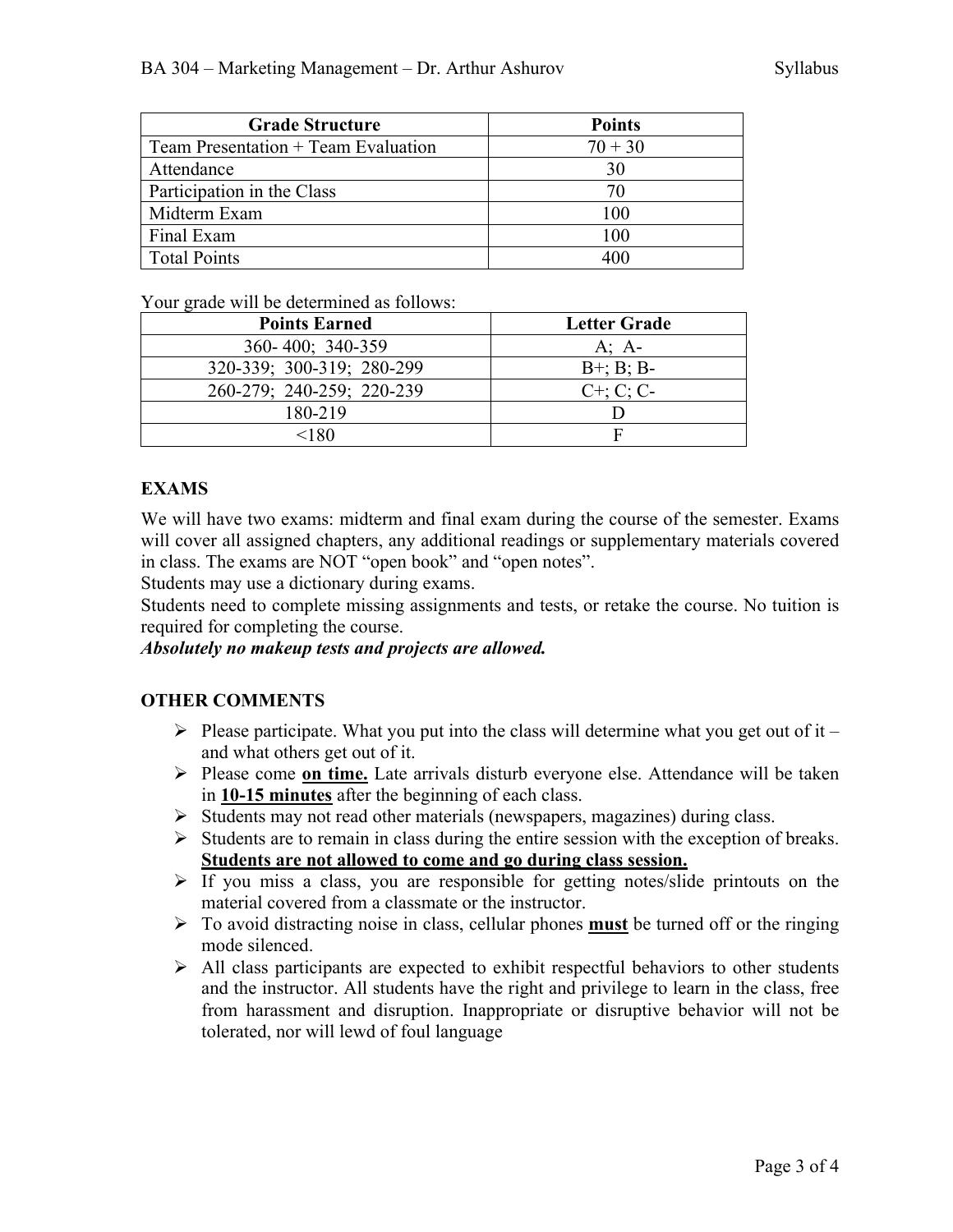| Grade Structure | Points |
|---|---|
| Team Presentation + Team Evaluation | 70 + 30 |
| Attendance | 30 |
| Participation in the Class | 70 |
| Midterm Exam | 100 |
| Final Exam | 100 |
| Total Points | 400 |

Your grade will be determined as follows:

| Points Earned | Letter Grade |
|---|---|
| 360- 400; 340-359 | A; A- |
| 320-339; 300-319; 280-299 | B+; B; B- |
| 260-279; 240-259; 220-239 | C+; C; C- |
| 180-219 | D |
| <180 | F |

## EXAMS

We will have two exams: midterm and final exam during the course of the semester. Exams will cover all assigned chapters, any additional readings or supplementary materials covered in class. The exams are NOT "open book" and "open notes".

Students may use a dictionary during exams.

Students need to complete missing assignments and tests, or retake the course. No tuition is required for completing the course.

***Absolutely no makeup tests and projects are allowed.***

## OTHER COMMENTS

- Please participate. What you put into the class will determine what you get out of it – and what others get out of it.
- Please come **on time.** Late arrivals disturb everyone else. Attendance will be taken in **10-15 minutes** after the beginning of each class.
- Students may not read other materials (newspapers, magazines) during class.
- Students are to remain in class during the entire session with the exception of breaks. **Students are not allowed to come and go during class session.**
- If you miss a class, you are responsible for getting notes/slide printouts on the material covered from a classmate or the instructor.
- To avoid distracting noise in class, cellular phones **must** be turned off or the ringing mode silenced.
- All class participants are expected to exhibit respectful behaviors to other students and the instructor. All students have the right and privilege to learn in the class, free from harassment and disruption. Inappropriate or disruptive behavior will not be tolerated, nor will lewd of foul language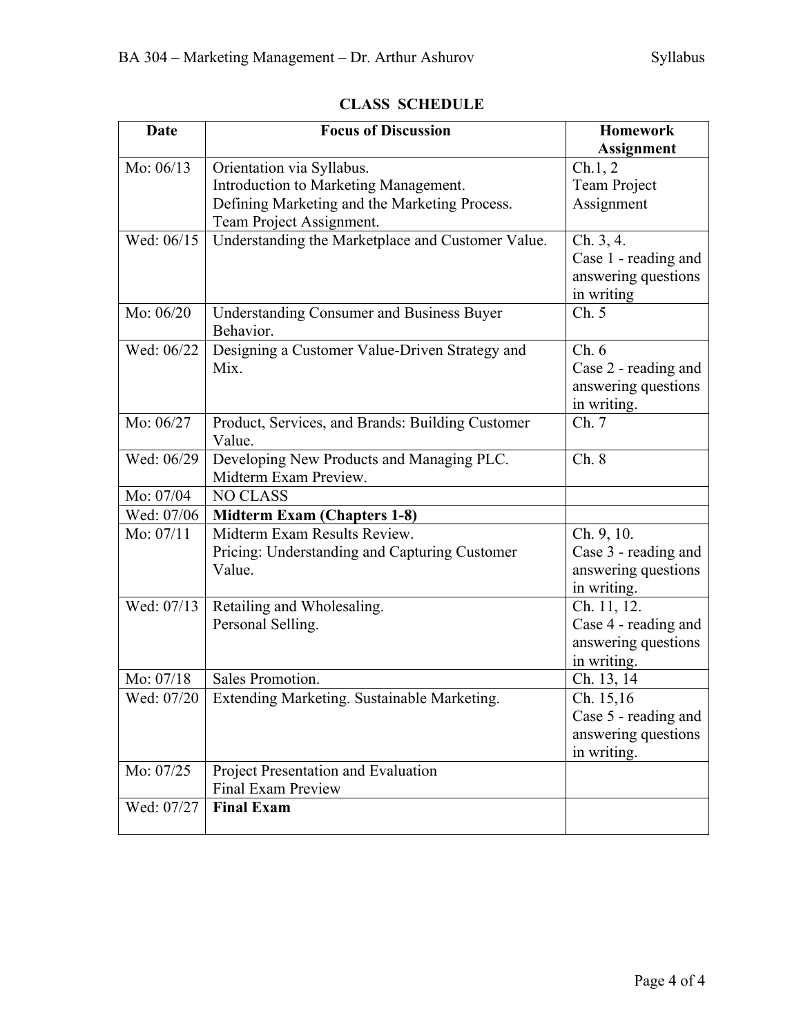## CLASS SCHEDULE

| Date | Focus of Discussion | Homework Assignment |
|---|---|---|
| Mo: 06/13 | Orientation via Syllabus.<br>Introduction to Marketing Management.<br>Defining Marketing and the Marketing Process.<br>Team Project Assignment. | Ch.1, 2<br>Team Project Assignment |
| Wed: 06/15 | Understanding the Marketplace and Customer Value. | Ch. 3, 4.<br>Case 1 - reading and answering questions in writing |
| Mo: 06/20 | Understanding Consumer and Business Buyer Behavior. | Ch. 5 |
| Wed: 06/22 | Designing a Customer Value-Driven Strategy and Mix. | Ch. 6<br>Case 2 - reading and answering questions in writing. |
| Mo: 06/27 | Product, Services, and Brands: Building Customer Value. | Ch. 7 |
| Wed: 06/29 | Developing New Products and Managing PLC.<br>Midterm Exam Preview. | Ch. 8 |
| Mo: 07/04 | NO CLASS | |
| Wed: 07/06 | **Midterm Exam (Chapters 1-8)** | |
| Mo: 07/11 | Midterm Exam Results Review.<br>Pricing: Understanding and Capturing Customer Value. | Ch. 9, 10.<br>Case 3 - reading and answering questions in writing. |
| Wed: 07/13 | Retailing and Wholesaling.<br>Personal Selling. | Ch. 11, 12.<br>Case 4 - reading and answering questions in writing. |
| Mo: 07/18 | Sales Promotion. | Ch. 13, 14 |
| Wed: 07/20 | Extending Marketing. Sustainable Marketing. | Ch. 15,16<br>Case 5 - reading and answering questions in writing. |
| Mo: 07/25 | Project Presentation and Evaluation<br>Final Exam Preview | |
| Wed: 07/27 | **Final Exam** | |